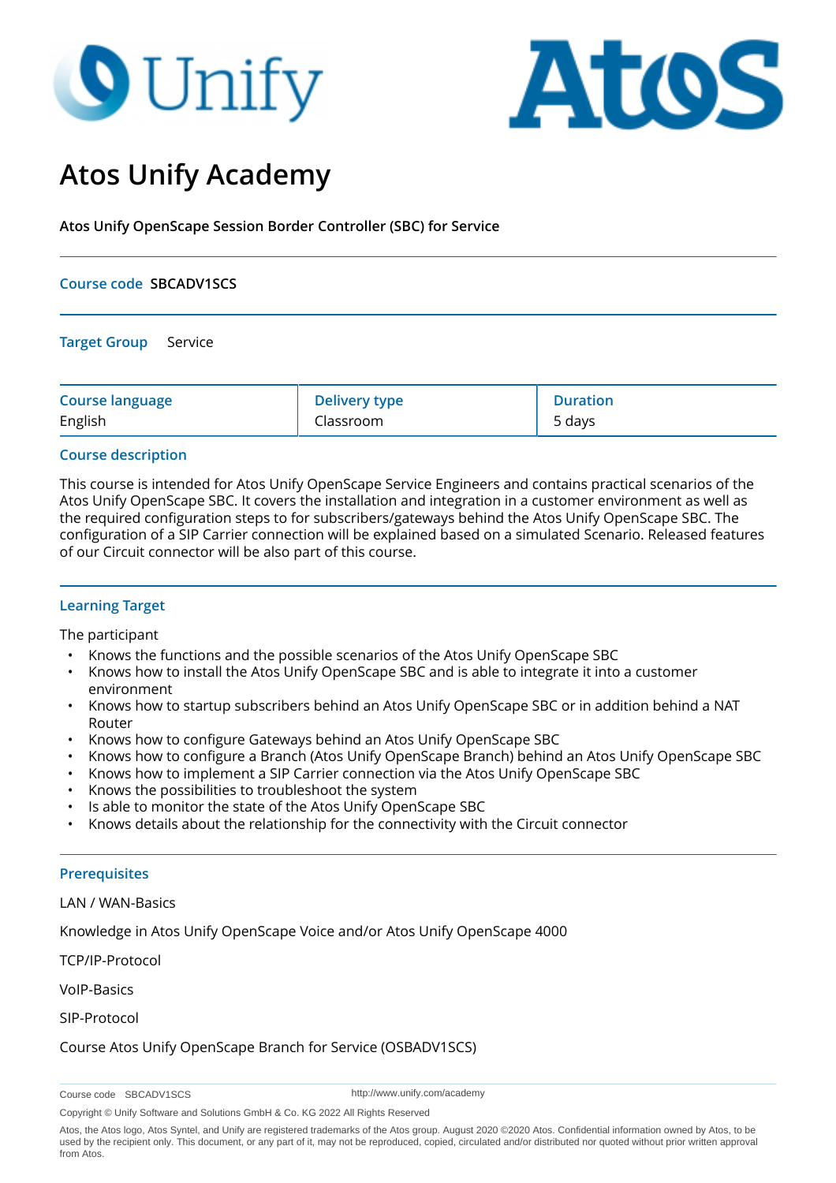# Atos Unify Academy

**Atos Unify OpenScape Session Border Controller (SBC) for Service**

**Course code** SBCADV1SCS

**Target Group** Service

| Course language | Delivery type | Duration |
|---|---|---|
| English | Classroom | 5 days |

## Course description

This course is intended for Atos Unify OpenScape Service Engineers and contains practical scenarios of the Atos Unify OpenScape SBC. It covers the installation and integration in a customer environment as well as the required configuration steps to for subscribers/gateways behind the Atos Unify OpenScape SBC. The configuration of a SIP Carrier connection will be explained based on a simulated Scenario. Released features of our Circuit connector will be also part of this course.

## Learning Target

The participant

- Knows the functions and the possible scenarios of the Atos Unify OpenScape SBC
- Knows how to install the Atos Unify OpenScape SBC and is able to integrate it into a customer environment
- Knows how to startup subscribers behind an Atos Unify OpenScape SBC or in addition behind a NAT Router
- Knows how to configure Gateways behind an Atos Unify OpenScape SBC
- Knows how to configure a Branch (Atos Unify OpenScape Branch) behind an Atos Unify OpenScape SBC
- Knows how to implement a SIP Carrier connection via the Atos Unify OpenScape SBC
- Knows the possibilities to troubleshoot the system
- Is able to monitor the state of the Atos Unify OpenScape SBC
- Knows details about the relationship for the connectivity with the Circuit connector

## Prerequisites

LAN / WAN-Basics

Knowledge in Atos Unify OpenScape Voice and/or Atos Unify OpenScape 4000

TCP/IP-Protocol

VoIP-Basics

SIP-Protocol

Course Atos Unify OpenScape Branch for Service (OSBADV1SCS)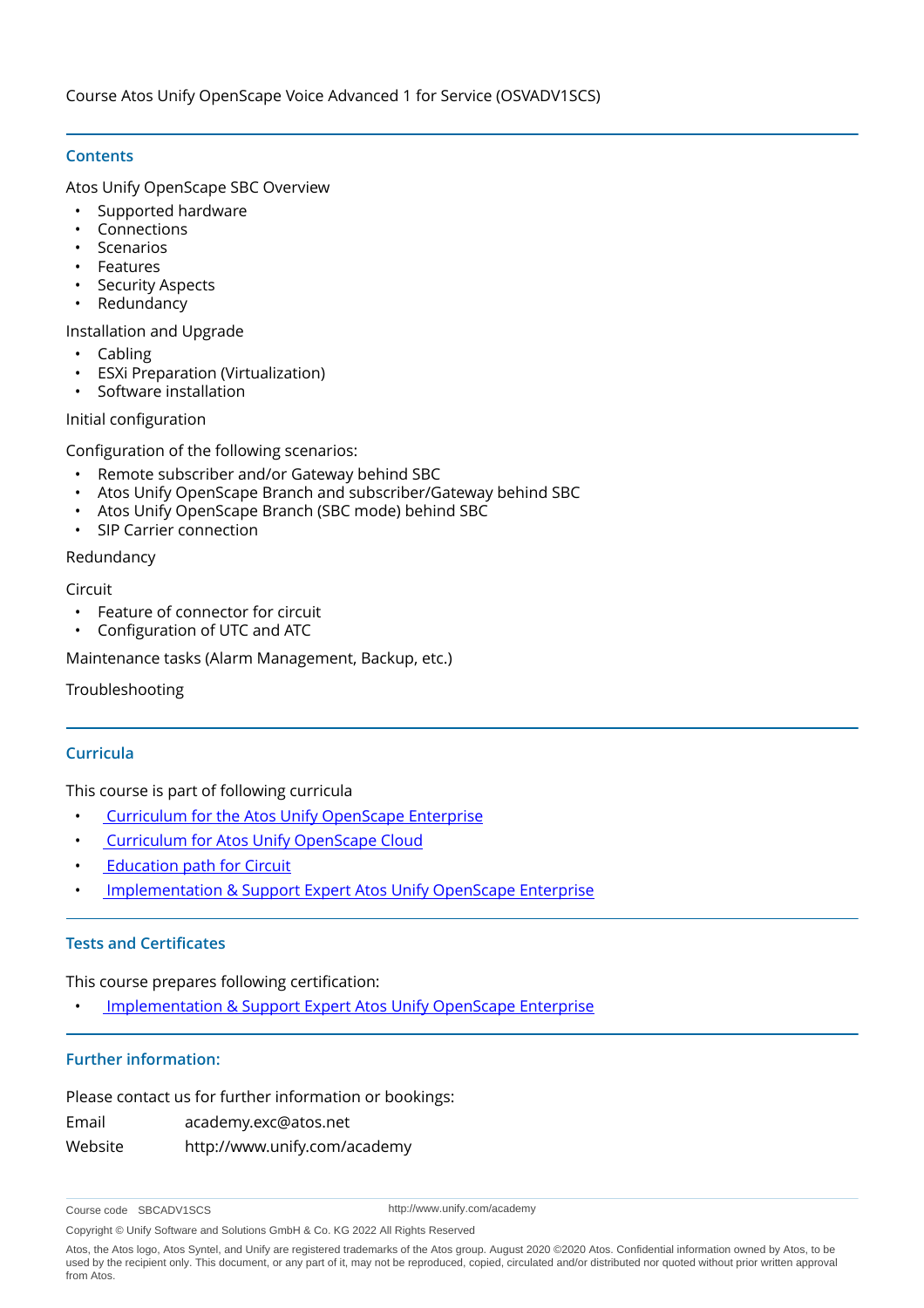Course Atos Unify OpenScape Voice Advanced 1 for Service (OSVADV1SCS)

## Contents

Atos Unify OpenScape SBC Overview

- Supported hardware
- Connections
- Scenarios
- Features
- Security Aspects
- Redundancy

Installation and Upgrade

- Cabling
- ESXi Preparation (Virtualization)
- Software installation

Initial configuration

Configuration of the following scenarios:

- Remote subscriber and/or Gateway behind SBC
- Atos Unify OpenScape Branch and subscriber/Gateway behind SBC
- Atos Unify OpenScape Branch (SBC mode) behind SBC
- SIP Carrier connection

Redundancy

Circuit

- Feature of connector for circuit
- Configuration of UTC and ATC

Maintenance tasks (Alarm Management, Backup, etc.)

Troubleshooting

## Curricula

This course is part of following curricula

- Curriculum for the Atos Unify OpenScape Enterprise
- Curriculum for Atos Unify OpenScape Cloud
- Education path for Circuit
- Implementation & Support Expert Atos Unify OpenScape Enterprise

## Tests and Certificates

This course prepares following certification:

- Implementation & Support Expert Atos Unify OpenScape Enterprise

## Further information:

Please contact us for further information or bookings:

| | |
|---|---|
| Email | academy.exc@atos.net |
| Website | http://www.unify.com/academy |

Course code SBCADV1SCS

Copyright © Unify Software and Solutions GmbH & Co. KG 2022 All Rights Reserved

Atos, the Atos logo, Atos Syntel, and Unify are registered trademarks of the Atos group. August 2020 ©2020 Atos. Confidential information owned by Atos, to be used by the recipient only. This document, or any part of it, may not be reproduced, copied, circulated and/or distributed nor quoted without prior written approval from Atos.